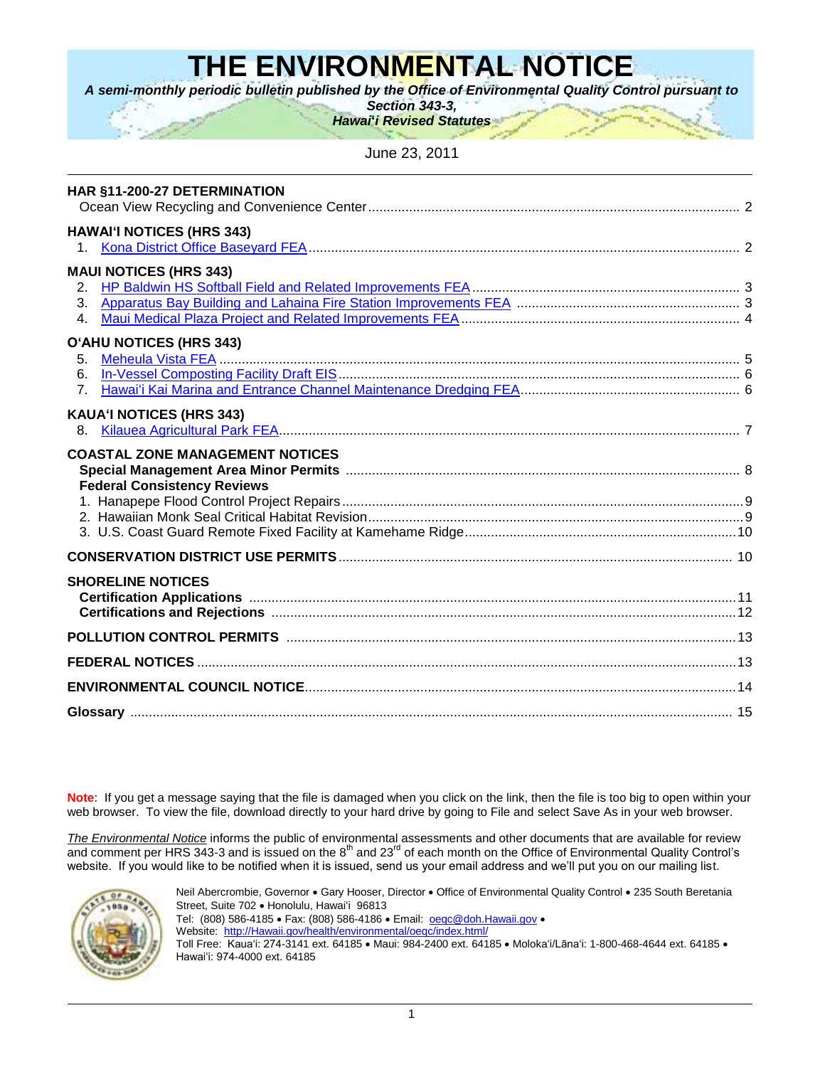# THE ENVIRONMENTAL NOTICE

***A semi-monthly periodic bulletin published by the Office of Environmental Quality Control pursuant to Section 343-3, Hawai'i Revised Statutes***

June 23, 2011

**HAR §11-200-27 DETERMINATION**
Ocean View Recycling and Convenience Center .......... 2

**HAWAI'I NOTICES (HRS 343)**
1. Kona District Office Baseyard FEA .......... 2

**MAUI NOTICES (HRS 343)**
2. HP Baldwin HS Softball Field and Related Improvements FEA .......... 3
3. Apparatus Bay Building and Lahaina Fire Station Improvements FEA .......... 3
4. Maui Medical Plaza Project and Related Improvements FEA .......... 4

**O'AHU NOTICES (HRS 343)**
5. Meheula Vista FEA .......... 5
6. In-Vessel Composting Facility Draft EIS .......... 6
7. Hawai'i Kai Marina and Entrance Channel Maintenance Dredging FEA .......... 6

**KAUA'I NOTICES (HRS 343)**
8. Kilauea Agricultural Park FEA .......... 7

**COASTAL ZONE MANAGEMENT NOTICES**
**Special Management Area Minor Permits** .......... 8
**Federal Consistency Reviews**
1. Hanapepe Flood Control Project Repairs .......... 9
2. Hawaiian Monk Seal Critical Habitat Revision .......... 9
3. U.S. Coast Guard Remote Fixed Facility at Kamehame Ridge .......... 10

**CONSERVATION DISTRICT USE PERMITS** .......... 10

**SHORELINE NOTICES**
**Certification Applications** .......... 11
**Certifications and Rejections** .......... 12

**POLLUTION CONTROL PERMITS** .......... 13

**FEDERAL NOTICES** .......... 13

**ENVIRONMENTAL COUNCIL NOTICE** .......... 14

**Glossary** .......... 15

**Note**: If you get a message saying that the file is damaged when you click on the link, then the file is too big to open within your web browser. To view the file, download directly to your hard drive by going to File and select Save As in your web browser.

*The Environmental Notice* informs the public of environmental assessments and other documents that are available for review and comment per HRS 343-3 and is issued on the 8th and 23rd of each month on the Office of Environmental Quality Control's website. If you would like to be notified when it is issued, send us your email address and we'll put you on our mailing list.

Neil Abercrombie, Governor • Gary Hooser, Director • Office of Environmental Quality Control • 235 South Beretania Street, Suite 702 • Honolulu, Hawai'i 96813
Tel: (808) 586-4185 • Fax: (808) 586-4186 • Email: oeqc@doh.Hawaii.gov •
Website: http://Hawaii.gov/health/environmental/oeqc/index.html/
Toll Free: Kaua'i: 274-3141 ext. 64185 • Maui: 984-2400 ext. 64185 • Moloka'i/Lāna'i: 1-800-468-4644 ext. 64185 • Hawai'i: 974-4000 ext. 64185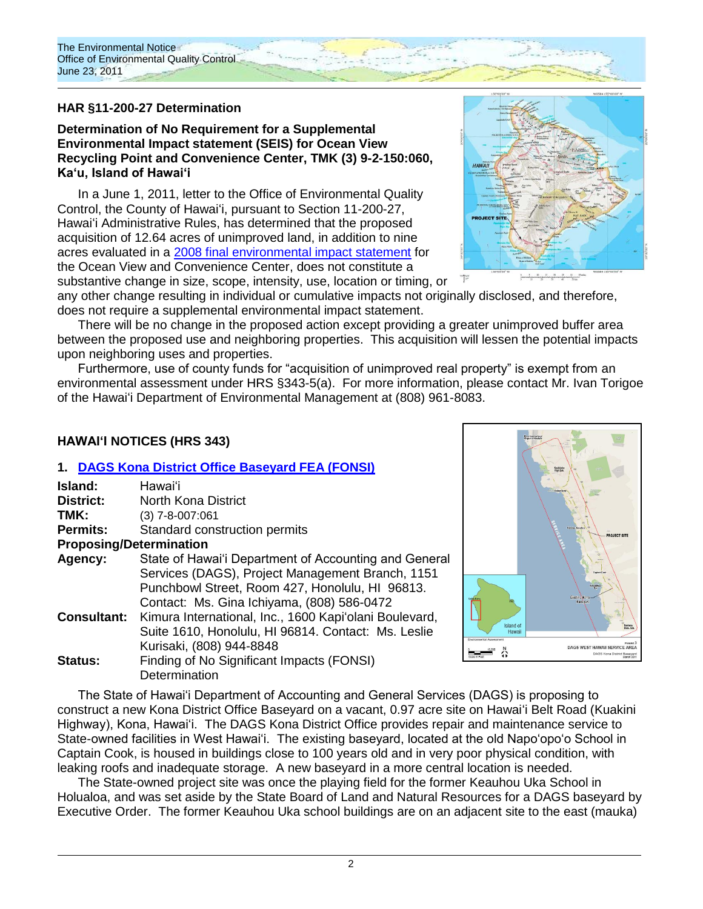## HAR §11-200-27 Determination

**Determination of No Requirement for a Supplemental Environmental Impact statement (SEIS) for Ocean View Recycling Point and Convenience Center, TMK (3) 9-2-150:060, Ka'u, Island of Hawai'i**

In a June 1, 2011, letter to the Office of Environmental Quality Control, the County of Hawai'i, pursuant to Section 11-200-27, Hawai'i Administrative Rules, has determined that the proposed acquisition of 12.64 acres of unimproved land, in addition to nine acres evaluated in a 2008 final environmental impact statement for the Ocean View and Convenience Center, does not constitute a substantive change in size, scope, intensity, use, location or timing, or any other change resulting in individual or cumulative impacts not originally disclosed, and therefore, does not require a supplemental environmental impact statement.

There will be no change in the proposed action except providing a greater unimproved buffer area between the proposed use and neighboring properties. This acquisition will lessen the potential impacts upon neighboring uses and properties.

Furthermore, use of county funds for "acquisition of unimproved real property" is exempt from an environmental assessment under HRS §343-5(a). For more information, please contact Mr. Ivan Torigoe of the Hawai'i Department of Environmental Management at (808) 961-8083.

## HAWAI'I NOTICES (HRS 343)

### 1. DAGS Kona District Office Baseyard FEA (FONSI)

**Island:** Hawai'i
**District:** North Kona District
**TMK:** (3) 7-8-007:061
**Permits:** Standard construction permits
**Proposing/Determination Agency:** State of Hawai'i Department of Accounting and General Services (DAGS), Project Management Branch, 1151 Punchbowl Street, Room 427, Honolulu, HI 96813. Contact: Ms. Gina Ichiyama, (808) 586-0472
**Consultant:** Kimura International, Inc., 1600 Kapi'olani Boulevard, Suite 1610, Honolulu, HI 96814. Contact: Ms. Leslie Kurisaki, (808) 944-8848
**Status:** Finding of No Significant Impacts (FONSI) Determination

The State of Hawai'i Department of Accounting and General Services (DAGS) is proposing to construct a new Kona District Office Baseyard on a vacant, 0.97 acre site on Hawai'i Belt Road (Kuakini Highway), Kona, Hawai'i. The DAGS Kona District Office provides repair and maintenance service to State-owned facilities in West Hawai'i. The existing baseyard, located at the old Napo'opo'o School in Captain Cook, is housed in buildings close to 100 years old and in very poor physical condition, with leaking roofs and inadequate storage. A new baseyard in a more central location is needed.

The State-owned project site was once the playing field for the former Keauhou Uka School in Holualoa, and was set aside by the State Board of Land and Natural Resources for a DAGS baseyard by Executive Order. The former Keauhou Uka school buildings are on an adjacent site to the east (mauka)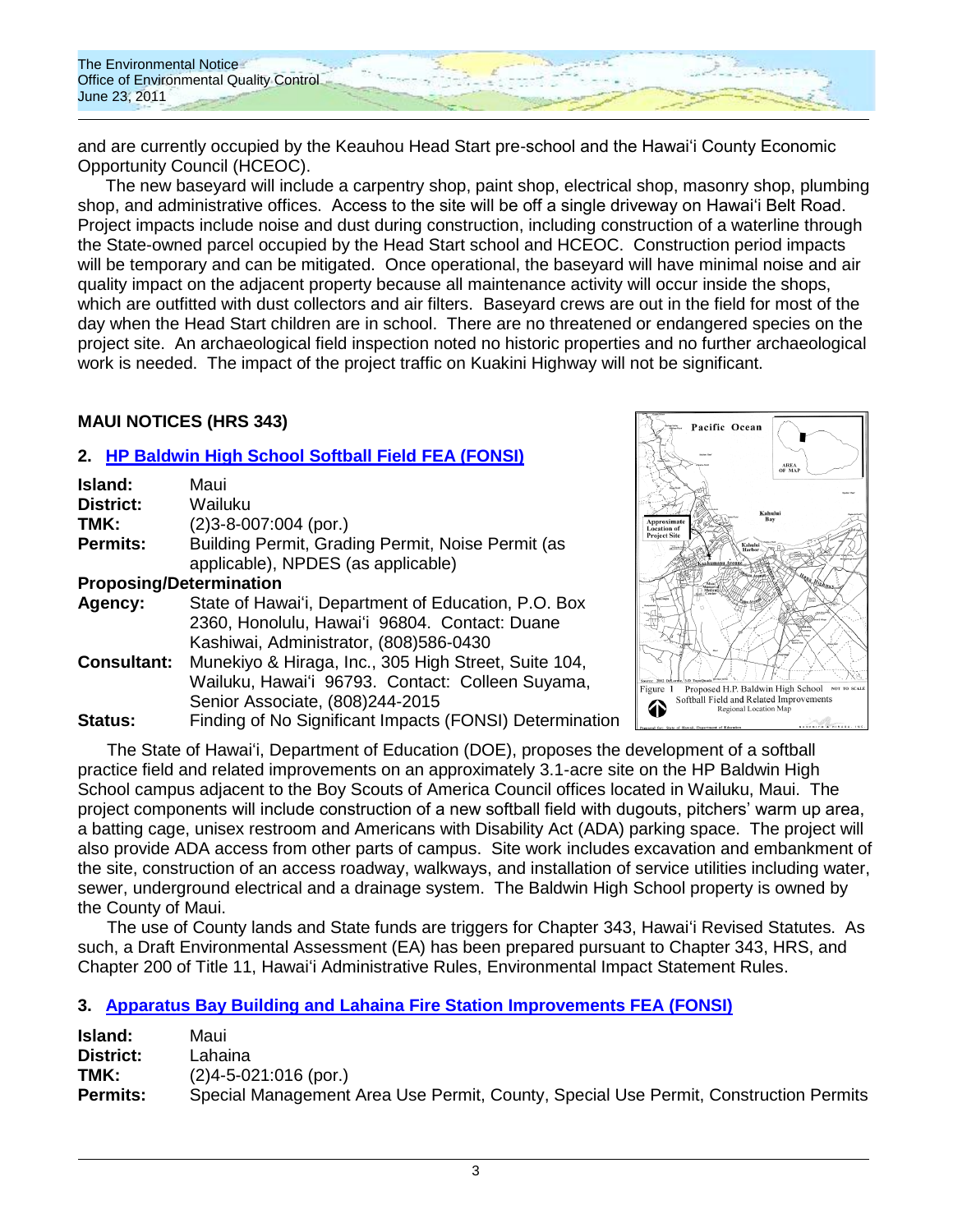and are currently occupied by the Keauhou Head Start pre-school and the Hawaiʻi County Economic Opportunity Council (HCEOC).

The new baseyard will include a carpentry shop, paint shop, electrical shop, masonry shop, plumbing shop, and administrative offices. Access to the site will be off a single driveway on Hawaiʻi Belt Road. Project impacts include noise and dust during construction, including construction of a waterline through the State-owned parcel occupied by the Head Start school and HCEOC. Construction period impacts will be temporary and can be mitigated. Once operational, the baseyard will have minimal noise and air quality impact on the adjacent property because all maintenance activity will occur inside the shops, which are outfitted with dust collectors and air filters. Baseyard crews are out in the field for most of the day when the Head Start children are in school. There are no threatened or endangered species on the project site. An archaeological field inspection noted no historic properties and no further archaeological work is needed. The impact of the project traffic on Kuakini Highway will not be significant.

## MAUI NOTICES (HRS 343)

### 2. HP Baldwin High School Softball Field FEA (FONSI)

**Island:** Maui
**District:** Wailuku
**TMK:** (2)3-8-007:004 (por.)
**Permits:** Building Permit, Grading Permit, Noise Permit (as applicable), NPDES (as applicable)

**Proposing/Determination Agency:** State of Hawaiʻi, Department of Education, P.O. Box 2360, Honolulu, Hawaiʻi 96804. Contact: Duane Kashiwai, Administrator, (808)586-0430
**Consultant:** Munekiyo & Hiraga, Inc., 305 High Street, Suite 104, Wailuku, Hawaiʻi 96793. Contact: Colleen Suyama, Senior Associate, (808)244-2015
**Status:** Finding of No Significant Impacts (FONSI) Determination

Figure 1 Proposed H.P. Baldwin High School Softball Field and Related Improvements Regional Location Map

The State of Hawaiʻi, Department of Education (DOE), proposes the development of a softball practice field and related improvements on an approximately 3.1-acre site on the HP Baldwin High School campus adjacent to the Boy Scouts of America Council offices located in Wailuku, Maui. The project components will include construction of a new softball field with dugouts, pitchers' warm up area, a batting cage, unisex restroom and Americans with Disability Act (ADA) parking space. The project will also provide ADA access from other parts of campus. Site work includes excavation and embankment of the site, construction of an access roadway, walkways, and installation of service utilities including water, sewer, underground electrical and a drainage system. The Baldwin High School property is owned by the County of Maui.

The use of County lands and State funds are triggers for Chapter 343, Hawaiʻi Revised Statutes. As such, a Draft Environmental Assessment (EA) has been prepared pursuant to Chapter 343, HRS, and Chapter 200 of Title 11, Hawaiʻi Administrative Rules, Environmental Impact Statement Rules.

### 3. Apparatus Bay Building and Lahaina Fire Station Improvements FEA (FONSI)

**Island:** Maui
**District:** Lahaina
**TMK:** (2)4-5-021:016 (por.)
**Permits:** Special Management Area Use Permit, County, Special Use Permit, Construction Permits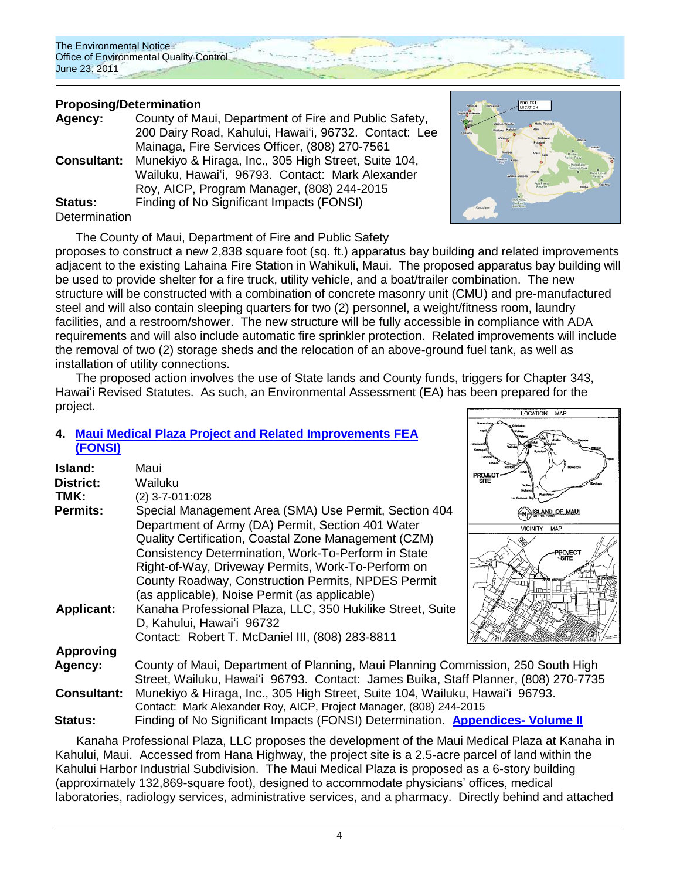**Proposing/Determination**

**Agency:** County of Maui, Department of Fire and Public Safety, 200 Dairy Road, Kahului, Hawai'i, 96732. Contact: Lee Mainaga, Fire Services Officer, (808) 270-7561

**Consultant:** Munekiyo & Hiraga, Inc., 305 High Street, Suite 104, Wailuku, Hawai'i, 96793. Contact: Mark Alexander Roy, AICP, Program Manager, (808) 244-2015

**Status:** Finding of No Significant Impacts (FONSI) Determination

The County of Maui, Department of Fire and Public Safety proposes to construct a new 2,838 square foot (sq. ft.) apparatus bay building and related improvements adjacent to the existing Lahaina Fire Station in Wahikuli, Maui. The proposed apparatus bay building will be used to provide shelter for a fire truck, utility vehicle, and a boat/trailer combination. The new structure will be constructed with a combination of concrete masonry unit (CMU) and pre-manufactured steel and will also contain sleeping quarters for two (2) personnel, a weight/fitness room, laundry facilities, and a restroom/shower. The new structure will be fully accessible in compliance with ADA requirements and will also include automatic fire sprinkler protection. Related improvements will include the removal of two (2) storage sheds and the relocation of an above-ground fuel tank, as well as installation of utility connections.

The proposed action involves the use of State lands and County funds, triggers for Chapter 343, Hawai'i Revised Statutes. As such, an Environmental Assessment (EA) has been prepared for the project.

## 4. Maui Medical Plaza Project and Related Improvements FEA (FONSI)

**Island:** Maui

**District:** Wailuku

**TMK:** (2) 3-7-011:028

**Permits:** Special Management Area (SMA) Use Permit, Section 404 Department of Army (DA) Permit, Section 401 Water Quality Certification, Coastal Zone Management (CZM) Consistency Determination, Work-To-Perform in State Right-of-Way, Driveway Permits, Work-To-Perform on County Roadway, Construction Permits, NPDES Permit (as applicable), Noise Permit (as applicable)

**Applicant:** Kanaha Professional Plaza, LLC, 350 Hukilike Street, Suite D, Kahului, Hawai'i 96732
Contact: Robert T. McDaniel III, (808) 283-8811

**Approving Agency:** County of Maui, Department of Planning, Maui Planning Commission, 250 South High Street, Wailuku, Hawai'i 96793. Contact: James Buika, Staff Planner, (808) 270-7735

**Consultant:** Munekiyo & Hiraga, Inc., 305 High Street, Suite 104, Wailuku, Hawai'i 96793.
Contact: Mark Alexander Roy, AICP, Project Manager, (808) 244-2015

**Status:** Finding of No Significant Impacts (FONSI) Determination. Appendices- Volume II

Kanaha Professional Plaza, LLC proposes the development of the Maui Medical Plaza at Kanaha in Kahului, Maui. Accessed from Hana Highway, the project site is a 2.5-acre parcel of land within the Kahului Harbor Industrial Subdivision. The Maui Medical Plaza is proposed as a 6-story building (approximately 132,869-square foot), designed to accommodate physicians' offices, medical laboratories, radiology services, administrative services, and a pharmacy. Directly behind and attached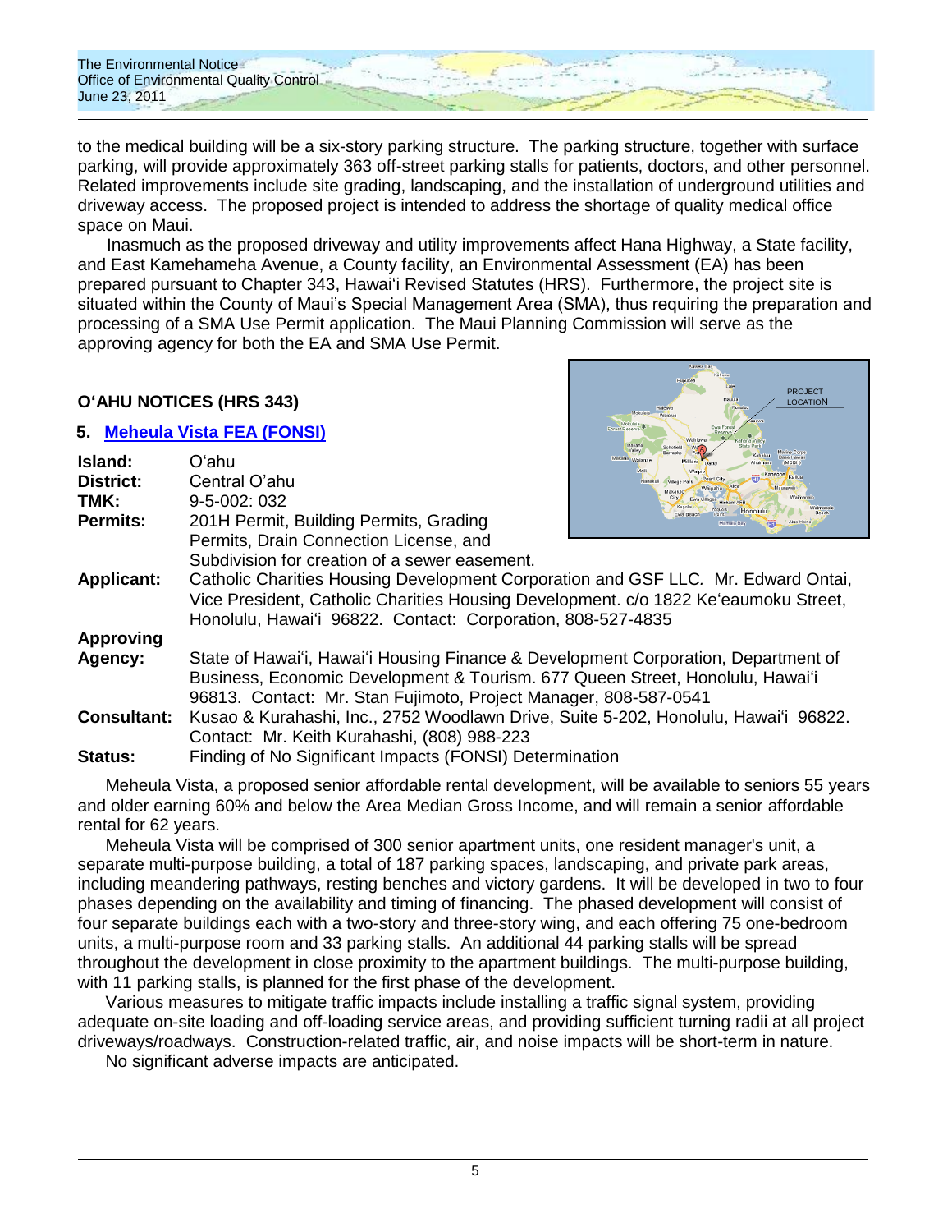to the medical building will be a six-story parking structure. The parking structure, together with surface parking, will provide approximately 363 off-street parking stalls for patients, doctors, and other personnel. Related improvements include site grading, landscaping, and the installation of underground utilities and driveway access. The proposed project is intended to address the shortage of quality medical office space on Maui.

Inasmuch as the proposed driveway and utility improvements affect Hana Highway, a State facility, and East Kamehameha Avenue, a County facility, an Environmental Assessment (EA) has been prepared pursuant to Chapter 343, Hawaiʻi Revised Statutes (HRS). Furthermore, the project site is situated within the County of Maui's Special Management Area (SMA), thus requiring the preparation and processing of a SMA Use Permit application. The Maui Planning Commission will serve as the approving agency for both the EA and SMA Use Permit.

## Oʻahu Notices (HRS 343)

### 5. Meheula Vista FEA (FONSI)

**Island:** Oʻahu
**District:** Central O'ahu
**TMK:** 9-5-002: 032
**Permits:** 201H Permit, Building Permits, Grading Permits, Drain Connection License, and Subdivision for creation of a sewer easement.
**Applicant:** Catholic Charities Housing Development Corporation and GSF LLC. Mr. Edward Ontai, Vice President, Catholic Charities Housing Development. c/o 1822 Keʻeaumoku Street, Honolulu, Hawaiʻi 96822. Contact: Corporation, 808-527-4835
**Approving Agency:** State of Hawaiʻi, Hawaiʻi Housing Finance & Development Corporation, Department of Business, Economic Development & Tourism. 677 Queen Street, Honolulu, Hawaiʻi 96813. Contact: Mr. Stan Fujimoto, Project Manager, 808-587-0541
**Consultant:** Kusao & Kurahashi, Inc., 2752 Woodlawn Drive, Suite 5-202, Honolulu, Hawaiʻi 96822. Contact: Mr. Keith Kurahashi, (808) 988-223
**Status:** Finding of No Significant Impacts (FONSI) Determination

Meheula Vista, a proposed senior affordable rental development, will be available to seniors 55 years and older earning 60% and below the Area Median Gross Income, and will remain a senior affordable rental for 62 years.

Meheula Vista will be comprised of 300 senior apartment units, one resident manager's unit, a separate multi-purpose building, a total of 187 parking spaces, landscaping, and private park areas, including meandering pathways, resting benches and victory gardens. It will be developed in two to four phases depending on the availability and timing of financing. The phased development will consist of four separate buildings each with a two-story and three-story wing, and each offering 75 one-bedroom units, a multi-purpose room and 33 parking stalls. An additional 44 parking stalls will be spread throughout the development in close proximity to the apartment buildings. The multi-purpose building, with 11 parking stalls, is planned for the first phase of the development.

Various measures to mitigate traffic impacts include installing a traffic signal system, providing adequate on-site loading and off-loading service areas, and providing sufficient turning radii at all project driveways/roadways. Construction-related traffic, air, and noise impacts will be short-term in nature.

No significant adverse impacts are anticipated.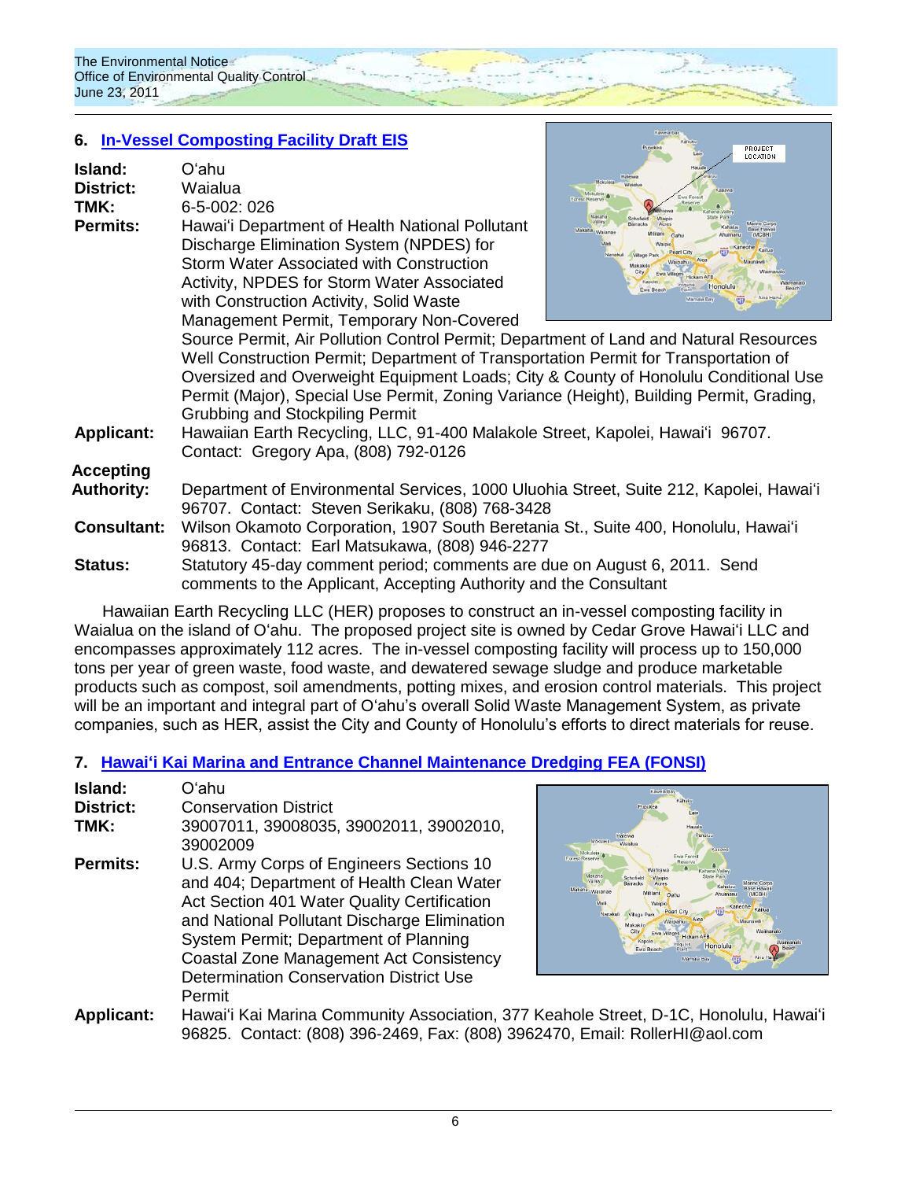## 6. In-Vessel Composting Facility Draft EIS

**Island:** O'ahu
**District:** Waialua
**TMK:** 6-5-002: 026
**Permits:** Hawai'i Department of Health National Pollutant Discharge Elimination System (NPDES) for Storm Water Associated with Construction Activity, NPDES for Storm Water Associated with Construction Activity, Solid Waste Management Permit, Temporary Non-Covered Source Permit, Air Pollution Control Permit; Department of Land and Natural Resources Well Construction Permit; Department of Transportation Permit for Transportation of Oversized and Overweight Equipment Loads; City & County of Honolulu Conditional Use Permit (Major), Special Use Permit, Zoning Variance (Height), Building Permit, Grading, Grubbing and Stockpiling Permit
**Applicant:** Hawaiian Earth Recycling, LLC, 91-400 Malakole Street, Kapolei, Hawai'i 96707. Contact: Gregory Apa, (808) 792-0126
**Accepting Authority:** Department of Environmental Services, 1000 Uluohia Street, Suite 212, Kapolei, Hawai'i 96707. Contact: Steven Serikaku, (808) 768-3428
**Consultant:** Wilson Okamoto Corporation, 1907 South Beretania St., Suite 400, Honolulu, Hawai'i 96813. Contact: Earl Matsukawa, (808) 946-2277
**Status:** Statutory 45-day comment period; comments are due on August 6, 2011. Send comments to the Applicant, Accepting Authority and the Consultant

Hawaiian Earth Recycling LLC (HER) proposes to construct an in-vessel composting facility in Waialua on the island of O'ahu. The proposed project site is owned by Cedar Grove Hawai'i LLC and encompasses approximately 112 acres. The in-vessel composting facility will process up to 150,000 tons per year of green waste, food waste, and dewatered sewage sludge and produce marketable products such as compost, soil amendments, potting mixes, and erosion control materials. This project will be an important and integral part of O'ahu's overall Solid Waste Management System, as private companies, such as HER, assist the City and County of Honolulu's efforts to direct materials for reuse.

## 7. Hawai'i Kai Marina and Entrance Channel Maintenance Dredging FEA (FONSI)

**Island:** O'ahu
**District:** Conservation District
**TMK:** 39007011, 39008035, 39002011, 39002010, 39002009
**Permits:** U.S. Army Corps of Engineers Sections 10 and 404; Department of Health Clean Water Act Section 401 Water Quality Certification and National Pollutant Discharge Elimination System Permit; Department of Planning Coastal Zone Management Act Consistency Determination Conservation District Use Permit
**Applicant:** Hawai'i Kai Marina Community Association, 377 Keahole Street, D-1C, Honolulu, Hawai'i 96825. Contact: (808) 396-2469, Fax: (808) 3962470, Email: RollerHI@aol.com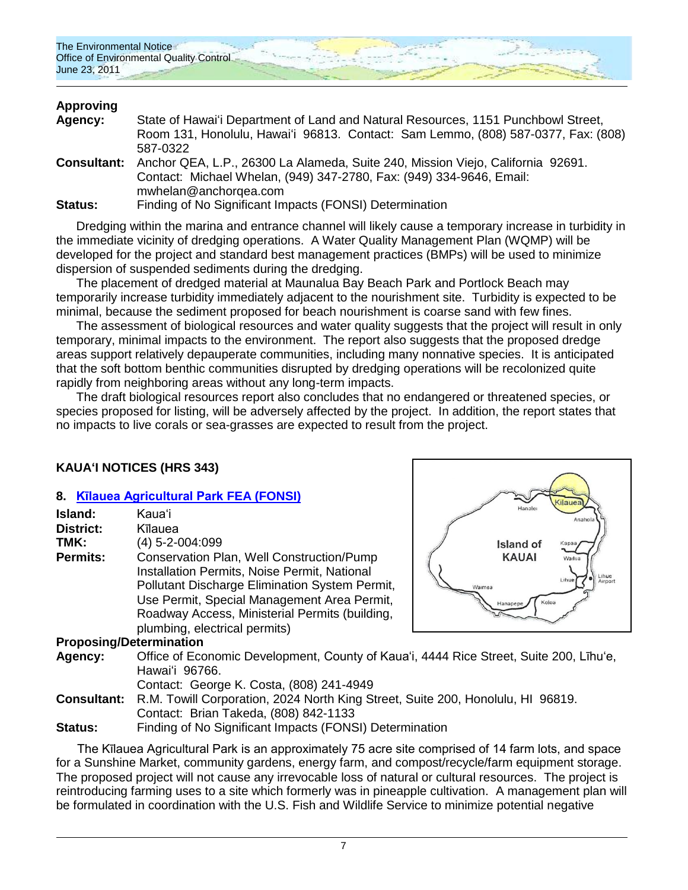**Approving Agency:** State of Hawai'i Department of Land and Natural Resources, 1151 Punchbowl Street, Room 131, Honolulu, Hawai'i 96813. Contact: Sam Lemmo, (808) 587-0377, Fax: (808) 587-0322

**Consultant:** Anchor QEA, L.P., 26300 La Alameda, Suite 240, Mission Viejo, California 92691. Contact: Michael Whelan, (949) 347-2780, Fax: (949) 334-9646, Email: mwhelan@anchorqea.com

**Status:** Finding of No Significant Impacts (FONSI) Determination

Dredging within the marina and entrance channel will likely cause a temporary increase in turbidity in the immediate vicinity of dredging operations. A Water Quality Management Plan (WQMP) will be developed for the project and standard best management practices (BMPs) will be used to minimize dispersion of suspended sediments during the dredging.

The placement of dredged material at Maunalua Bay Beach Park and Portlock Beach may temporarily increase turbidity immediately adjacent to the nourishment site. Turbidity is expected to be minimal, because the sediment proposed for beach nourishment is coarse sand with few fines.

The assessment of biological resources and water quality suggests that the project will result in only temporary, minimal impacts to the environment. The report also suggests that the proposed dredge areas support relatively depauperate communities, including many nonnative species. It is anticipated that the soft bottom benthic communities disrupted by dredging operations will be recolonized quite rapidly from neighboring areas without any long-term impacts.

The draft biological resources report also concludes that no endangered or threatened species, or species proposed for listing, will be adversely affected by the project. In addition, the report states that no impacts to live corals or sea-grasses are expected to result from the project.

## KAUA'I NOTICES (HRS 343)

### 8. Kīlauea Agricultural Park FEA (FONSI)

**Island:** Kaua'i

**District:** Kīlauea

**TMK:** (4) 5-2-004:099

**Permits:** Conservation Plan, Well Construction/Pump Installation Permits, Noise Permit, National Pollutant Discharge Elimination System Permit, Use Permit, Special Management Area Permit, Roadway Access, Ministerial Permits (building, plumbing, electrical permits)

**Proposing/Determination Agency:** Office of Economic Development, County of Kaua'i, 4444 Rice Street, Suite 200, Līhu'e, Hawai'i 96766. Contact: George K. Costa, (808) 241-4949

**Consultant:** R.M. Towill Corporation, 2024 North King Street, Suite 200, Honolulu, HI 96819. Contact: Brian Takeda, (808) 842-1133

**Status:** Finding of No Significant Impacts (FONSI) Determination

The Kīlauea Agricultural Park is an approximately 75 acre site comprised of 14 farm lots, and space for a Sunshine Market, community gardens, energy farm, and compost/recycle/farm equipment storage. The proposed project will not cause any irrevocable loss of natural or cultural resources. The project is reintroducing farming uses to a site which formerly was in pineapple cultivation. A management plan will be formulated in coordination with the U.S. Fish and Wildlife Service to minimize potential negative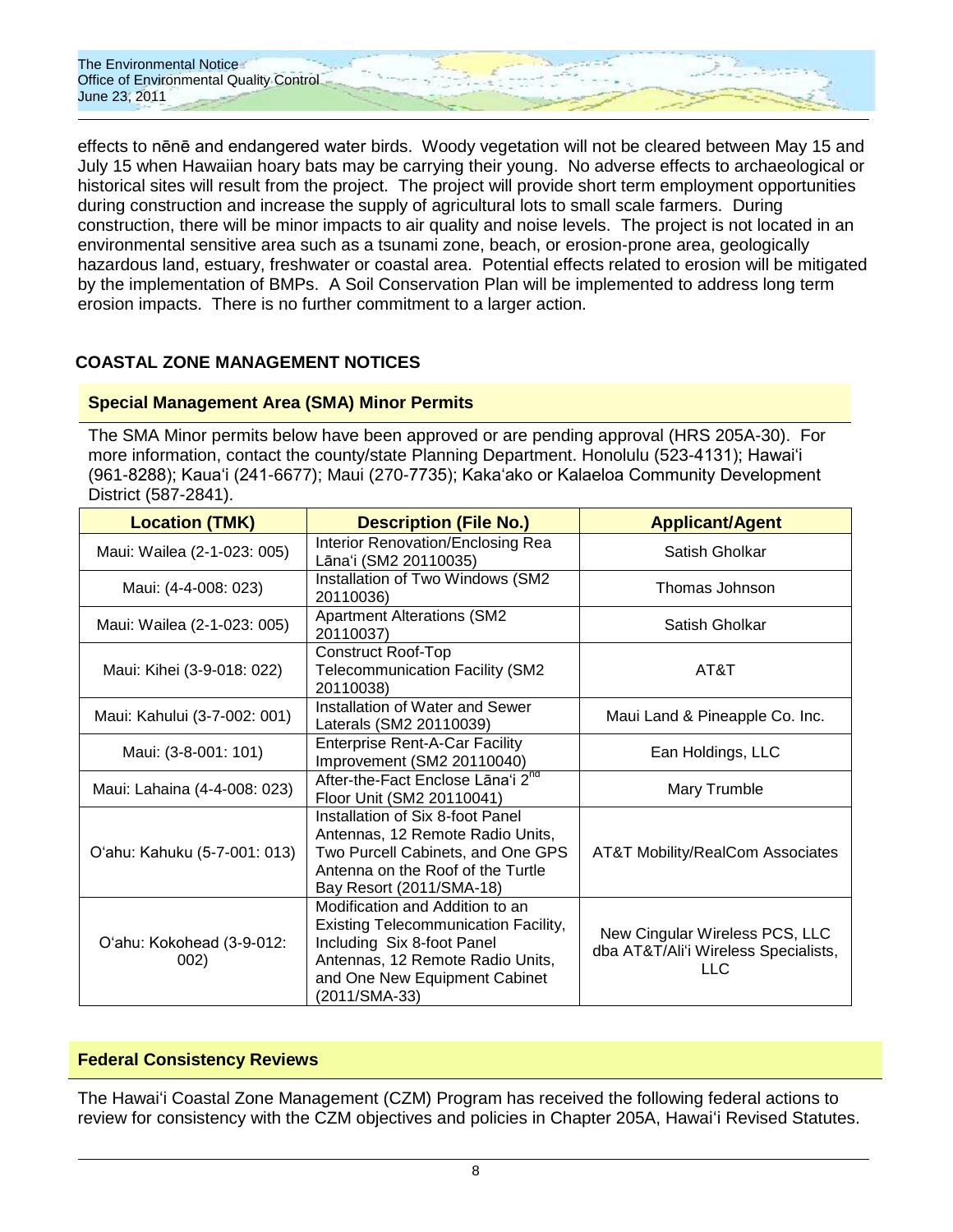effects to nēnē and endangered water birds. Woody vegetation will not be cleared between May 15 and July 15 when Hawaiian hoary bats may be carrying their young. No adverse effects to archaeological or historical sites will result from the project. The project will provide short term employment opportunities during construction and increase the supply of agricultural lots to small scale farmers. During construction, there will be minor impacts to air quality and noise levels. The project is not located in an environmental sensitive area such as a tsunami zone, beach, or erosion-prone area, geologically hazardous land, estuary, freshwater or coastal area. Potential effects related to erosion will be mitigated by the implementation of BMPs. A Soil Conservation Plan will be implemented to address long term erosion impacts. There is no further commitment to a larger action.

## COASTAL ZONE MANAGEMENT NOTICES

### Special Management Area (SMA) Minor Permits

The SMA Minor permits below have been approved or are pending approval (HRS 205A-30). For more information, contact the county/state Planning Department. Honolulu (523-4131); Hawai'i (961-8288); Kaua'i (241-6677); Maui (270-7735); Kaka'ako or Kalaeloa Community Development District (587-2841).

| Location (TMK) | Description (File No.) | Applicant/Agent |
|---|---|---|
| Maui: Wailea (2-1-023: 005) | Interior Renovation/Enclosing Rea Lāna'i (SM2 20110035) | Satish Gholkar |
| Maui: (4-4-008: 023) | Installation of Two Windows (SM2 20110036) | Thomas Johnson |
| Maui: Wailea (2-1-023: 005) | Apartment Alterations (SM2 20110037) | Satish Gholkar |
| Maui: Kihei (3-9-018: 022) | Construct Roof-Top Telecommunication Facility (SM2 20110038) | AT&T |
| Maui: Kahului (3-7-002: 001) | Installation of Water and Sewer Laterals (SM2 20110039) | Maui Land & Pineapple Co. Inc. |
| Maui: (3-8-001: 101) | Enterprise Rent-A-Car Facility Improvement (SM2 20110040) | Ean Holdings, LLC |
| Maui: Lahaina (4-4-008: 023) | After-the-Fact Enclose Lāna'i 2nd Floor Unit (SM2 20110041) | Mary Trumble |
| O'ahu: Kahuku (5-7-001: 013) | Installation of Six 8-foot Panel Antennas, 12 Remote Radio Units, Two Purcell Cabinets, and One GPS Antenna on the Roof of the Turtle Bay Resort (2011/SMA-18) | AT&T Mobility/RealCom Associates |
| O'ahu: Kokohead (3-9-012: 002) | Modification and Addition to an Existing Telecommunication Facility, Including Six 8-foot Panel Antennas, 12 Remote Radio Units, and One New Equipment Cabinet (2011/SMA-33) | New Cingular Wireless PCS, LLC dba AT&T/Ali'i Wireless Specialists, LLC |

### Federal Consistency Reviews

The Hawai'i Coastal Zone Management (CZM) Program has received the following federal actions to review for consistency with the CZM objectives and policies in Chapter 205A, Hawai'i Revised Statutes.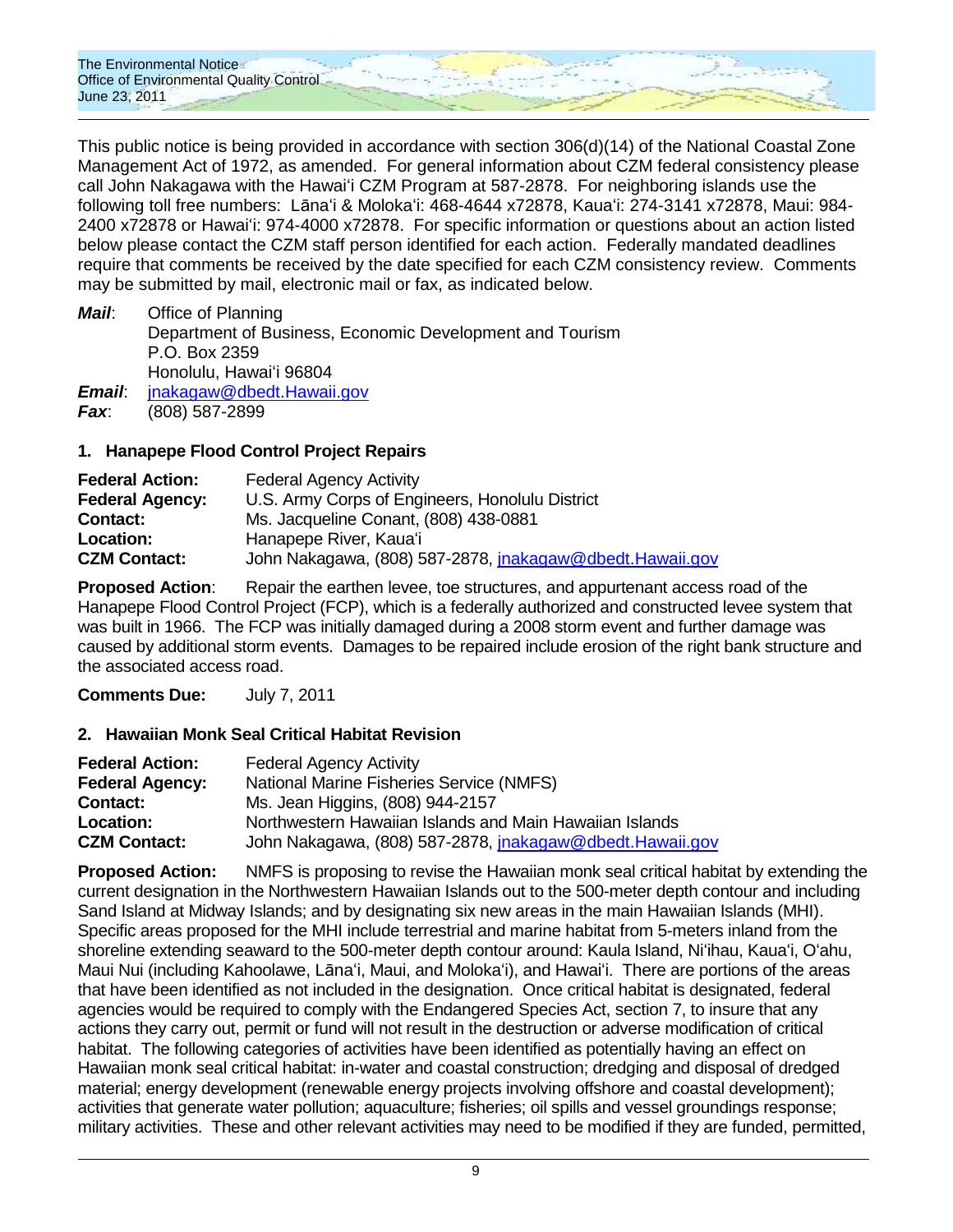This public notice is being provided in accordance with section 306(d)(14) of the National Coastal Zone Management Act of 1972, as amended. For general information about CZM federal consistency please call John Nakagawa with the Hawaiʻi CZM Program at 587-2878. For neighboring islands use the following toll free numbers: Lānaʻi & Molokaʻi: 468-4644 x72878, Kauaʻi: 274-3141 x72878, Maui: 984-2400 x72878 or Hawaiʻi: 974-4000 x72878. For specific information or questions about an action listed below please contact the CZM staff person identified for each action. Federally mandated deadlines require that comments be received by the date specified for each CZM consistency review. Comments may be submitted by mail, electronic mail or fax, as indicated below.

***Mail***: Office of Planning
Department of Business, Economic Development and Tourism
P.O. Box 2359
Honolulu, Hawaiʻi 96804
***Email***: jnakagaw@dbedt.Hawaii.gov
***Fax***: (808) 587-2899

### 1. Hanapepe Flood Control Project Repairs

**Federal Action:** Federal Agency Activity
**Federal Agency:** U.S. Army Corps of Engineers, Honolulu District
**Contact:** Ms. Jacqueline Conant, (808) 438-0881
**Location:** Hanapepe River, Kauaʻi
**CZM Contact:** John Nakagawa, (808) 587-2878, jnakagaw@dbedt.Hawaii.gov

**Proposed Action**: Repair the earthen levee, toe structures, and appurtenant access road of the Hanapepe Flood Control Project (FCP), which is a federally authorized and constructed levee system that was built in 1966. The FCP was initially damaged during a 2008 storm event and further damage was caused by additional storm events. Damages to be repaired include erosion of the right bank structure and the associated access road.

**Comments Due:** July 7, 2011

### 2. Hawaiian Monk Seal Critical Habitat Revision

**Federal Action:** Federal Agency Activity
**Federal Agency:** National Marine Fisheries Service (NMFS)
**Contact:** Ms. Jean Higgins, (808) 944-2157
**Location:** Northwestern Hawaiian Islands and Main Hawaiian Islands
**CZM Contact:** John Nakagawa, (808) 587-2878, jnakagaw@dbedt.Hawaii.gov

**Proposed Action:** NMFS is proposing to revise the Hawaiian monk seal critical habitat by extending the current designation in the Northwestern Hawaiian Islands out to the 500-meter depth contour and including Sand Island at Midway Islands; and by designating six new areas in the main Hawaiian Islands (MHI). Specific areas proposed for the MHI include terrestrial and marine habitat from 5-meters inland from the shoreline extending seaward to the 500-meter depth contour around: Kaula Island, Niʻihau, Kauaʻi, Oʻahu, Maui Nui (including Kahoolawe, Lānaʻi, Maui, and Molokaʻi), and Hawaiʻi. There are portions of the areas that have been identified as not included in the designation. Once critical habitat is designated, federal agencies would be required to comply with the Endangered Species Act, section 7, to insure that any actions they carry out, permit or fund will not result in the destruction or adverse modification of critical habitat. The following categories of activities have been identified as potentially having an effect on Hawaiian monk seal critical habitat: in-water and coastal construction; dredging and disposal of dredged material; energy development (renewable energy projects involving offshore and coastal development); activities that generate water pollution; aquaculture; fisheries; oil spills and vessel groundings response; military activities. These and other relevant activities may need to be modified if they are funded, permitted,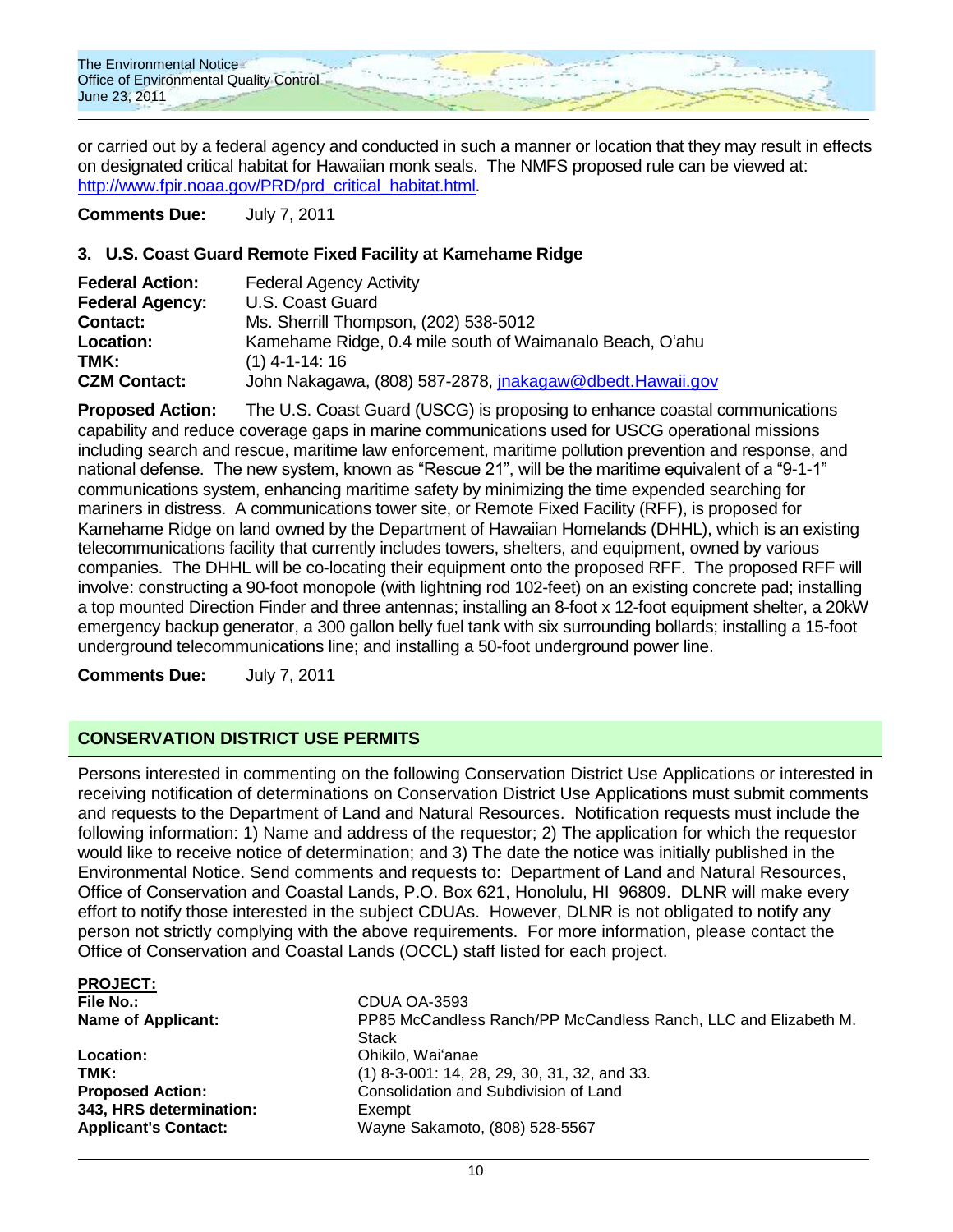or carried out by a federal agency and conducted in such a manner or location that they may result in effects on designated critical habitat for Hawaiian monk seals. The NMFS proposed rule can be viewed at: http://www.fpir.noaa.gov/PRD/prd_critical_habitat.html.

**Comments Due:** July 7, 2011

### 3. U.S. Coast Guard Remote Fixed Facility at Kamehame Ridge

**Federal Action:** Federal Agency Activity
**Federal Agency:** U.S. Coast Guard
**Contact:** Ms. Sherrill Thompson, (202) 538-5012
**Location:** Kamehame Ridge, 0.4 mile south of Waimanalo Beach, O'ahu
**TMK:** (1) 4-1-14: 16
**CZM Contact:** John Nakagawa, (808) 587-2878, jnakagaw@dbedt.Hawaii.gov

**Proposed Action:** The U.S. Coast Guard (USCG) is proposing to enhance coastal communications capability and reduce coverage gaps in marine communications used for USCG operational missions including search and rescue, maritime law enforcement, maritime pollution prevention and response, and national defense. The new system, known as "Rescue 21", will be the maritime equivalent of a "9-1-1" communications system, enhancing maritime safety by minimizing the time expended searching for mariners in distress. A communications tower site, or Remote Fixed Facility (RFF), is proposed for Kamehame Ridge on land owned by the Department of Hawaiian Homelands (DHHL), which is an existing telecommunications facility that currently includes towers, shelters, and equipment, owned by various companies. The DHHL will be co-locating their equipment onto the proposed RFF. The proposed RFF will involve: constructing a 90-foot monopole (with lightning rod 102-feet) on an existing concrete pad; installing a top mounted Direction Finder and three antennas; installing an 8-foot x 12-foot equipment shelter, a 20kW emergency backup generator, a 300 gallon belly fuel tank with six surrounding bollards; installing a 15-foot underground telecommunications line; and installing a 50-foot underground power line.

**Comments Due:** July 7, 2011

## CONSERVATION DISTRICT USE PERMITS

Persons interested in commenting on the following Conservation District Use Applications or interested in receiving notification of determinations on Conservation District Use Applications must submit comments and requests to the Department of Land and Natural Resources. Notification requests must include the following information: 1) Name and address of the requestor; 2) The application for which the requestor would like to receive notice of determination; and 3) The date the notice was initially published in the Environmental Notice. Send comments and requests to: Department of Land and Natural Resources, Office of Conservation and Coastal Lands, P.O. Box 621, Honolulu, HI 96809. DLNR will make every effort to notify those interested in the subject CDUAs. However, DLNR is not obligated to notify any person not strictly complying with the above requirements. For more information, please contact the Office of Conservation and Coastal Lands (OCCL) staff listed for each project.

**PROJECT:**

**File No.:** CDUA OA-3593
**Name of Applicant:** PP85 McCandless Ranch/PP McCandless Ranch, LLC and Elizabeth M. Stack
**Location:** Ohikilo, Wai'anae
**TMK:** (1) 8-3-001: 14, 28, 29, 30, 31, 32, and 33.
**Proposed Action:** Consolidation and Subdivision of Land
**343, HRS determination:** Exempt
**Applicant's Contact:** Wayne Sakamoto, (808) 528-5567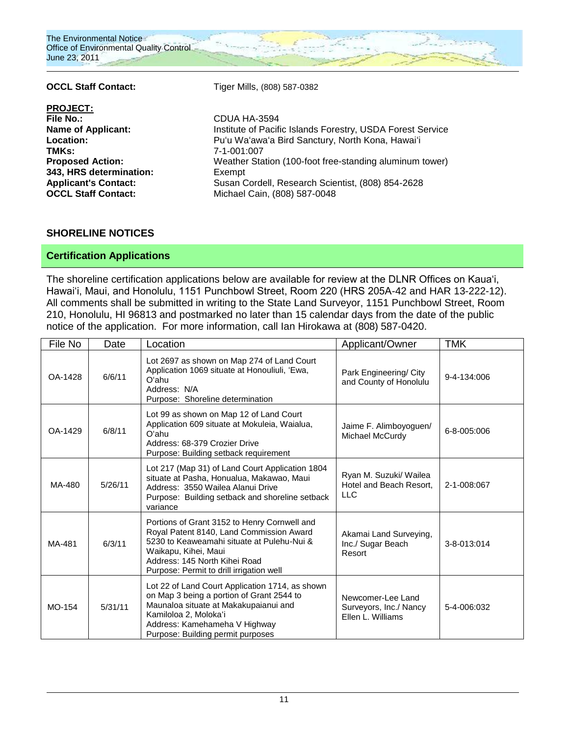**OCCL Staff Contact:** Tiger Mills, (808) 587-0382

**PROJECT:**

**File No.:** CDUA HA-3594
**Name of Applicant:** Institute of Pacific Islands Forestry, USDA Forest Service
**Location:** Pu'u Wa'awa'a Bird Sanctury, North Kona, Hawai'i
**TMKs:** 7-1-001:007
**Proposed Action:** Weather Station (100-foot free-standing aluminum tower)
**343, HRS determination:** Exempt
**Applicant's Contact:** Susan Cordell, Research Scientist, (808) 854-2628
**OCCL Staff Contact:** Michael Cain, (808) 587-0048

## SHORELINE NOTICES

### Certification Applications

The shoreline certification applications below are available for review at the DLNR Offices on Kaua'i, Hawai'i, Maui, and Honolulu, 1151 Punchbowl Street, Room 220 (HRS 205A-42 and HAR 13-222-12). All comments shall be submitted in writing to the State Land Surveyor, 1151 Punchbowl Street, Room 210, Honolulu, HI 96813 and postmarked no later than 15 calendar days from the date of the public notice of the application. For more information, call Ian Hirokawa at (808) 587-0420.

| File No | Date | Location | Applicant/Owner | TMK |
|---|---|---|---|---|
| OA-1428 | 6/6/11 | Lot 2697 as shown on Map 274 of Land Court Application 1069 situate at Honouliuli, 'Ewa, O'ahu<br>Address: N/A<br>Purpose: Shoreline determination | Park Engineering/ City and County of Honolulu | 9-4-134:006 |
| OA-1429 | 6/8/11 | Lot 99 as shown on Map 12 of Land Court Application 609 situate at Mokuleia, Waialua, O'ahu<br>Address: 68-379 Crozier Drive<br>Purpose: Building setback requirement | Jaime F. Alimboyoguen/ Michael McCurdy | 6-8-005:006 |
| MA-480 | 5/26/11 | Lot 217 (Map 31) of Land Court Application 1804 situate at Pasha, Honualua, Makawao, Maui<br>Address: 3550 Wailea Alanui Drive<br>Purpose: Building setback and shoreline setback variance | Ryan M. Suzuki/ Wailea Hotel and Beach Resort, LLC | 2-1-008:067 |
| MA-481 | 6/3/11 | Portions of Grant 3152 to Henry Cornwell and Royal Patent 8140, Land Commission Award 5230 to Keaweamahi situate at Pulehu-Nui & Waikapu, Kihei, Maui<br>Address: 145 North Kihei Road<br>Purpose: Permit to drill irrigation well | Akamai Land Surveying, Inc./ Sugar Beach Resort | 3-8-013:014 |
| MO-154 | 5/31/11 | Lot 22 of Land Court Application 1714, as shown on Map 3 being a portion of Grant 2544 to Maunaloa situate at Makakupaianui and Kamiloloa 2, Moloka'i<br>Address: Kamehameha V Highway<br>Purpose: Building permit purposes | Newcomer-Lee Land Surveyors, Inc./ Nancy Ellen L. Williams | 5-4-006:032 |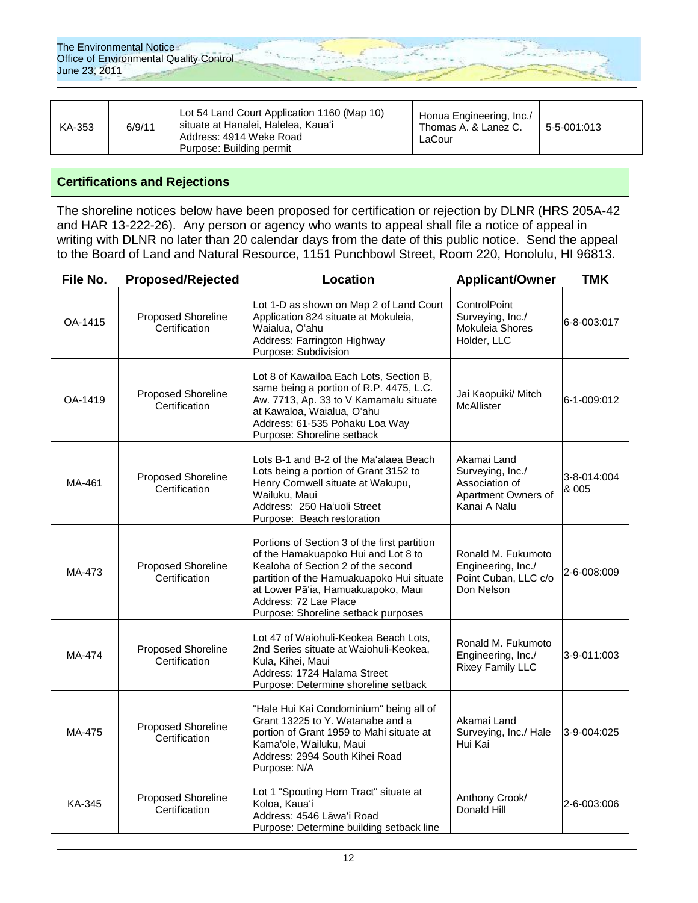| KA-353 | 6/9/11 | Lot 54 Land Court Application 1160 (Map 10) situate at Hanalei, Halelea, Kaua'i<br>Address: 4914 Weke Road<br>Purpose: Building permit | Honua Engineering, Inc./ Thomas A. & Lanez C. LaCour | 5-5-001:013 |
|---|---|---|---|---|

## Certifications and Rejections

The shoreline notices below have been proposed for certification or rejection by DLNR (HRS 205A-42 and HAR 13-222-26). Any person or agency who wants to appeal shall file a notice of appeal in writing with DLNR no later than 20 calendar days from the date of this public notice. Send the appeal to the Board of Land and Natural Resource, 1151 Punchbowl Street, Room 220, Honolulu, HI 96813.

| File No. | Proposed/Rejected | Location | Applicant/Owner | TMK |
|---|---|---|---|---|
| OA-1415 | Proposed Shoreline Certification | Lot 1-D as shown on Map 2 of Land Court Application 824 situate at Mokuleia, Waialua, O'ahu<br>Address: Farrington Highway<br>Purpose: Subdivision | ControlPoint Surveying, Inc./ Mokuleia Shores Holder, LLC | 6-8-003:017 |
| OA-1419 | Proposed Shoreline Certification | Lot 8 of Kawailoa Each Lots, Section B, same being a portion of R.P. 4475, L.C. Aw. 7713, Ap. 33 to V Kamamalu situate at Kawaloa, Waialua, O'ahu<br>Address: 61-535 Pohaku Loa Way<br>Purpose: Shoreline setback | Jai Kaopuiki/ Mitch McAllister | 6-1-009:012 |
| MA-461 | Proposed Shoreline Certification | Lots B-1 and B-2 of the Ma'alaea Beach Lots being a portion of Grant 3152 to Henry Cornwell situate at Wakupu, Wailuku, Maui<br>Address: 250 Ha'uoli Street<br>Purpose: Beach restoration | Akamai Land Surveying, Inc./ Association of Apartment Owners of Kanai A Nalu | 3-8-014:004 & 005 |
| MA-473 | Proposed Shoreline Certification | Portions of Section 3 of the first partition of the Hamakuapoko Hui and Lot 8 to Kealoha of Section 2 of the second partition of the Hamuakuapoko Hui situate at Lower Pā'ia, Hamuakuapoko, Maui<br>Address: 72 Lae Place<br>Purpose: Shoreline setback purposes | Ronald M. Fukumoto Engineering, Inc./ Point Cuban, LLC c/o Don Nelson | 2-6-008:009 |
| MA-474 | Proposed Shoreline Certification | Lot 47 of Waiohuli-Keokea Beach Lots, 2nd Series situate at Waiohuli-Keokea, Kula, Kihei, Maui<br>Address: 1724 Halama Street<br>Purpose: Determine shoreline setback | Ronald M. Fukumoto Engineering, Inc./ Rixey Family LLC | 3-9-011:003 |
| MA-475 | Proposed Shoreline Certification | "Hale Hui Kai Condominium" being all of Grant 13225 to Y. Watanabe and a portion of Grant 1959 to Mahi situate at Kama'ole, Wailuku, Maui<br>Address: 2994 South Kihei Road<br>Purpose: N/A | Akamai Land Surveying, Inc./ Hale Hui Kai | 3-9-004:025 |
| KA-345 | Proposed Shoreline Certification | Lot 1 "Spouting Horn Tract" situate at Koloa, Kaua'i<br>Address: 4546 Lāwa'i Road<br>Purpose: Determine building setback line | Anthony Crook/ Donald Hill | 2-6-003:006 |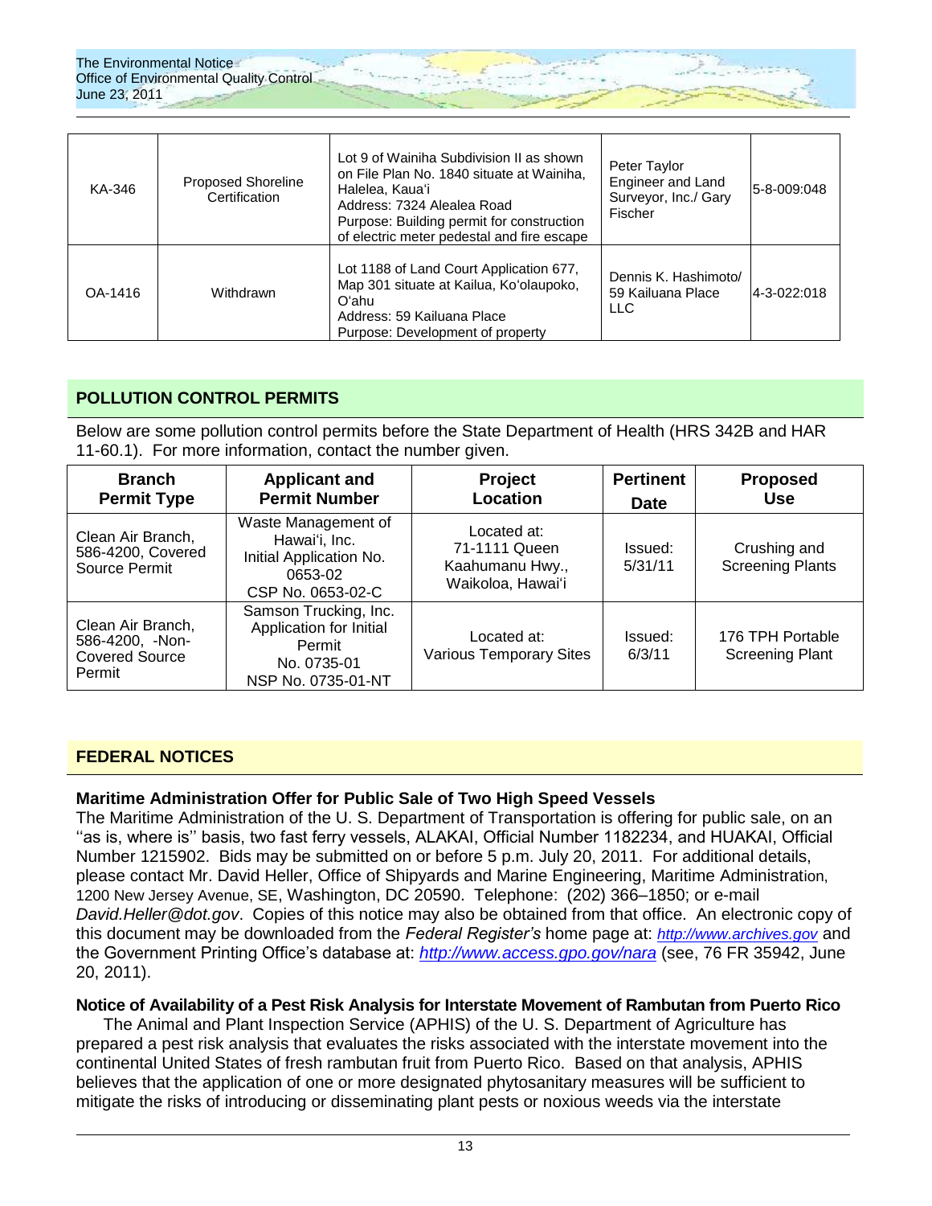| KA-346 | Proposed Shoreline Certification | Lot 9 of Wainiha Subdivision II as shown on File Plan No. 1840 situate at Wainiha, Halelea, Kaua'i<br>Address: 7324 Alealea Road<br>Purpose: Building permit for construction of electric meter pedestal and fire escape | Peter Taylor Engineer and Land Surveyor, Inc./ Gary Fischer | 5-8-009:048 |
|---|---|---|---|---|
| OA-1416 | Withdrawn | Lot 1188 of Land Court Application 677, Map 301 situate at Kailua, Ko'olaupoko, O'ahu<br>Address: 59 Kailuana Place<br>Purpose: Development of property | Dennis K. Hashimoto/ 59 Kailuana Place LLC | 4-3-022:018 |

## POLLUTION CONTROL PERMITS

Below are some pollution control permits before the State Department of Health (HRS 342B and HAR 11-60.1). For more information, contact the number given.

| Branch Permit Type | Applicant and Permit Number | Project Location | Pertinent Date | Proposed Use |
|---|---|---|---|---|
| Clean Air Branch, 586-4200, Covered Source Permit | Waste Management of Hawai'i, Inc. Initial Application No. 0653-02 CSP No. 0653-02-C | Located at: 71-1111 Queen Kaahumanu Hwy., Waikoloa, Hawai'i | Issued: 5/31/11 | Crushing and Screening Plants |
| Clean Air Branch, 586-4200, -Non-Covered Source Permit | Samson Trucking, Inc. Application for Initial Permit No. 0735-01 NSP No. 0735-01-NT | Located at: Various Temporary Sites | Issued: 6/3/11 | 176 TPH Portable Screening Plant |

## FEDERAL NOTICES

### Maritime Administration Offer for Public Sale of Two High Speed Vessels

The Maritime Administration of the U. S. Department of Transportation is offering for public sale, on an ''as is, where is'' basis, two fast ferry vessels, ALAKAI, Official Number 1182234, and HUAKAI, Official Number 1215902. Bids may be submitted on or before 5 p.m. July 20, 2011. For additional details, please contact Mr. David Heller, Office of Shipyards and Marine Engineering, Maritime Administration, 1200 New Jersey Avenue, SE, Washington, DC 20590. Telephone: (202) 366–1850; or e-mail *David.Heller@dot.gov*. Copies of this notice may also be obtained from that office. An electronic copy of this document may be downloaded from the *Federal Register's* home page at: *http://www.archives.gov* and the Government Printing Office's database at: *http://www.access.gpo.gov/nara* (see, 76 FR 35942, June 20, 2011).

### Notice of Availability of a Pest Risk Analysis for Interstate Movement of Rambutan from Puerto Rico

The Animal and Plant Inspection Service (APHIS) of the U. S. Department of Agriculture has prepared a pest risk analysis that evaluates the risks associated with the interstate movement into the continental United States of fresh rambutan fruit from Puerto Rico. Based on that analysis, APHIS believes that the application of one or more designated phytosanitary measures will be sufficient to mitigate the risks of introducing or disseminating plant pests or noxious weeds via the interstate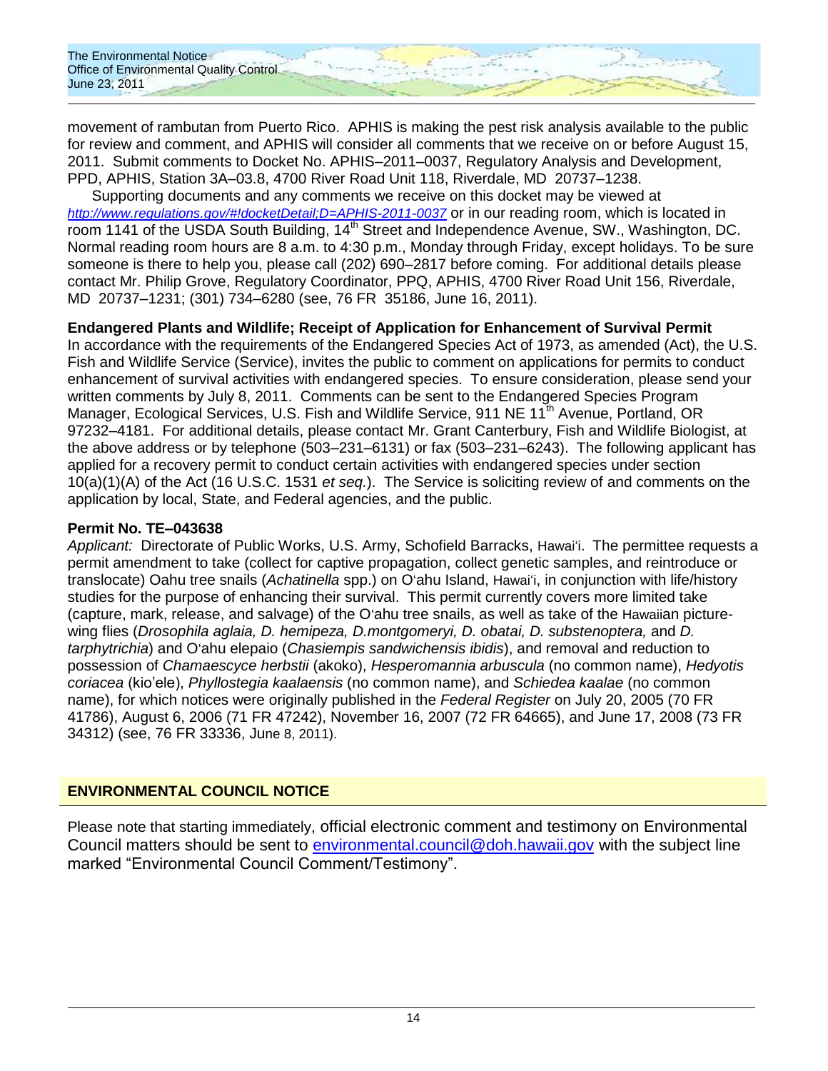movement of rambutan from Puerto Rico. APHIS is making the pest risk analysis available to the public for review and comment, and APHIS will consider all comments that we receive on or before August 15, 2011. Submit comments to Docket No. APHIS–2011–0037, Regulatory Analysis and Development, PPD, APHIS, Station 3A–03.8, 4700 River Road Unit 118, Riverdale, MD 20737–1238.

Supporting documents and any comments we receive on this docket may be viewed at *http://www.regulations.gov/#!docketDetail;D=APHIS-2011-0037* or in our reading room, which is located in room 1141 of the USDA South Building, 14th Street and Independence Avenue, SW., Washington, DC. Normal reading room hours are 8 a.m. to 4:30 p.m., Monday through Friday, except holidays. To be sure someone is there to help you, please call (202) 690–2817 before coming. For additional details please contact Mr. Philip Grove, Regulatory Coordinator, PPQ, APHIS, 4700 River Road Unit 156, Riverdale, MD 20737–1231; (301) 734–6280 (see, 76 FR 35186, June 16, 2011).

**Endangered Plants and Wildlife; Receipt of Application for Enhancement of Survival Permit**

In accordance with the requirements of the Endangered Species Act of 1973, as amended (Act), the U.S. Fish and Wildlife Service (Service), invites the public to comment on applications for permits to conduct enhancement of survival activities with endangered species. To ensure consideration, please send your written comments by July 8, 2011. Comments can be sent to the Endangered Species Program Manager, Ecological Services, U.S. Fish and Wildlife Service, 911 NE 11th Avenue, Portland, OR 97232–4181. For additional details, please contact Mr. Grant Canterbury, Fish and Wildlife Biologist, at the above address or by telephone (503–231–6131) or fax (503–231–6243). The following applicant has applied for a recovery permit to conduct certain activities with endangered species under section 10(a)(1)(A) of the Act (16 U.S.C. 1531 *et seq.*). The Service is soliciting review of and comments on the application by local, State, and Federal agencies, and the public.

**Permit No. TE–043638**

*Applicant:* Directorate of Public Works, U.S. Army, Schofield Barracks, Hawai'i. The permittee requests a permit amendment to take (collect for captive propagation, collect genetic samples, and reintroduce or translocate) Oahu tree snails (*Achatinella* spp.) on O'ahu Island, Hawai'i, in conjunction with life/history studies for the purpose of enhancing their survival. This permit currently covers more limited take (capture, mark, release, and salvage) of the O'ahu tree snails, as well as take of the Hawaiian picture-wing flies (*Drosophila aglaia, D. hemipeza, D.montgomeryi, D. obatai, D. substenoptera,* and *D. tarphytrichia*) and O'ahu elepaio (*Chasiempis sandwichensis ibidis*), and removal and reduction to possession of *Chamaescyce herbstii* (akoko), *Hesperomannia arbuscula* (no common name), *Hedyotis coriacea* (kio'ele), *Phyllostegia kaalaensis* (no common name), and *Schiedea kaalae* (no common name), for which notices were originally published in the *Federal Register* on July 20, 2005 (70 FR 41786), August 6, 2006 (71 FR 47242), November 16, 2007 (72 FR 64665), and June 17, 2008 (73 FR 34312) (see, 76 FR 33336, June 8, 2011).

## ENVIRONMENTAL COUNCIL NOTICE

Please note that starting immediately, official electronic comment and testimony on Environmental Council matters should be sent to environmental.council@doh.hawaii.gov with the subject line marked "Environmental Council Comment/Testimony".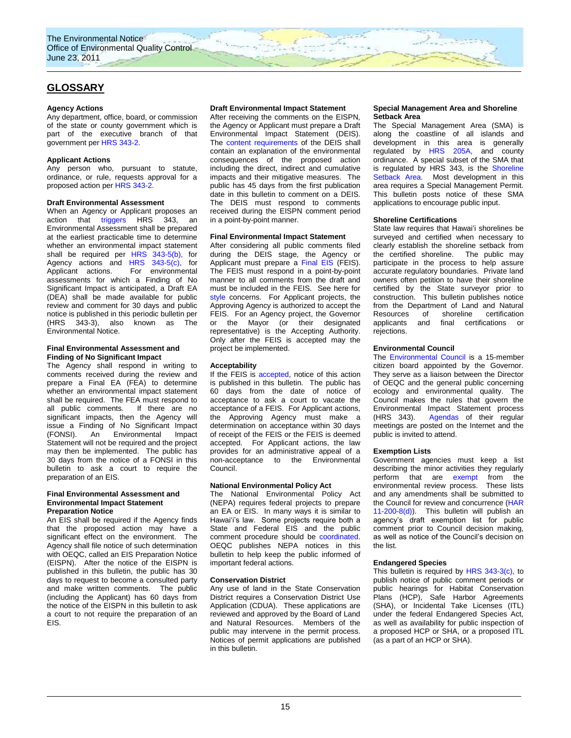# GLOSSARY

### Agency Actions

Any department, office, board, or commission of the state or county government which is part of the executive branch of that government per HRS 343-2.

### Applicant Actions

Any person who, pursuant to statute, ordinance, or rule, requests approval for a proposed action per HRS 343-2.

### Draft Environmental Assessment

When an Agency or Applicant proposes an action that triggers HRS 343, an Environmental Assessment shall be prepared at the earliest practicable time to determine whether an environmental impact statement shall be required per HRS 343-5(b), for Agency actions and HRS 343-5(c), for Applicant actions. For environmental assessments for which a Finding of No Significant Impact is anticipated, a Draft EA (DEA) shall be made available for public review and comment for 30 days and public notice is published in this periodic bulletin per (HRS 343-3), also known as The Environmental Notice.

### Final Environmental Assessment and Finding of No Significant Impact

The Agency shall respond in writing to comments received during the review and prepare a Final EA (FEA) to determine whether an environmental impact statement shall be required. The FEA must respond to all public comments. If there are no significant impacts, then the Agency will issue a Finding of No Significant Impact (FONSI). An Environmental Impact Statement will not be required and the project may then be implemented. The public has 30 days from the notice of a FONSI in this bulletin to ask a court to require the preparation of an EIS.

### Final Environmental Assessment and Environmental Impact Statement Preparation Notice

An EIS shall be required if the Agency finds that the proposed action may have a significant effect on the environment. The Agency shall file notice of such determination with OEQC, called an EIS Preparation Notice (EISPN). After the notice of the EISPN is published in this bulletin, the public has 30 days to request to become a consulted party and make written comments. The public (including the Applicant) has 60 days from the notice of the EISPN in this bulletin to ask a court to not require the preparation of an EIS.

### Draft Environmental Impact Statement

After receiving the comments on the EISPN, the Agency or Applicant must prepare a Draft Environmental Impact Statement (DEIS). The content requirements of the DEIS shall contain an explanation of the environmental consequences of the proposed action including the direct, indirect and cumulative impacts and their mitigative measures. The public has 45 days from the first publication date in this bulletin to comment on a DEIS. The DEIS must respond to comments received during the EISPN comment period in a point-by-point manner.

### Final Environmental Impact Statement

After considering all public comments filed during the DEIS stage, the Agency or Applicant must prepare a Final EIS (FEIS). The FEIS must respond in a point-by-point manner to all comments from the draft and must be included in the FEIS. See here for style concerns. For Applicant projects, the Approving Agency is authorized to accept the FEIS. For an Agency project, the Governor or the Mayor (or their designated representative) is the Accepting Authority. Only after the FEIS is accepted may the project be implemented.

### Acceptability

If the FEIS is accepted, notice of this action is published in this bulletin. The public has 60 days from the date of notice of acceptance to ask a court to vacate the acceptance of a FEIS. For Applicant actions, the Approving Agency must make a determination on acceptance within 30 days of receipt of the FEIS or the FEIS is deemed accepted. For Applicant actions, the law provides for an administrative appeal of a non-acceptance to the Environmental Council.

### National Environmental Policy Act

The National Environmental Policy Act (NEPA) requires federal projects to prepare an EA or EIS. In many ways it is similar to Hawai'i's law. Some projects require both a State and Federal EIS and the public comment procedure should be coordinated. OEQC publishes NEPA notices in this bulletin to help keep the public informed of important federal actions.

### Conservation District

Any use of land in the State Conservation District requires a Conservation District Use Application (CDUA). These applications are reviewed and approved by the Board of Land and Natural Resources. Members of the public may intervene in the permit process. Notices of permit applications are published in this bulletin.

### Special Management Area and Shoreline Setback Area

The Special Management Area (SMA) is along the coastline of all islands and development in this area is generally regulated by HRS 205A, and county ordinance. A special subset of the SMA that is regulated by HRS 343, is the Shoreline Setback Area. Most development in this area requires a Special Management Permit. This bulletin posts notice of these SMA applications to encourage public input.

### Shoreline Certifications

State law requires that Hawai'i shorelines be surveyed and certified when necessary to clearly establish the shoreline setback from the certified shoreline. The public may participate in the process to help assure accurate regulatory boundaries. Private land owners often petition to have their shoreline certified by the State surveyor prior to construction. This bulletin publishes notice from the Department of Land and Natural Resources of shoreline certification applicants and final certifications or rejections.

### Environmental Council

The Environmental Council is a 15-member citizen board appointed by the Governor. They serve as a liaison between the Director of OEQC and the general public concerning ecology and environmental quality. The Council makes the rules that govern the Environmental Impact Statement process (HRS 343). Agendas of their regular meetings are posted on the Internet and the public is invited to attend.

### Exemption Lists

Government agencies must keep a list describing the minor activities they regularly perform that are exempt from the environmental review process. These lists and any amendments shall be submitted to the Council for review and concurrence (HAR 11-200-8(d)). This bulletin will publish an agency's draft exemption list for public comment prior to Council decision making, as well as notice of the Council's decision on the list.

### Endangered Species

This bulletin is required by HRS 343-3(c), to publish notice of public comment periods or public hearings for Habitat Conservation Plans (HCP), Safe Harbor Agreements (SHA), or Incidental Take Licenses (ITL) under the federal Endangered Species Act, as well as availability for public inspection of a proposed HCP or SHA, or a proposed ITL (as a part of an HCP or SHA).